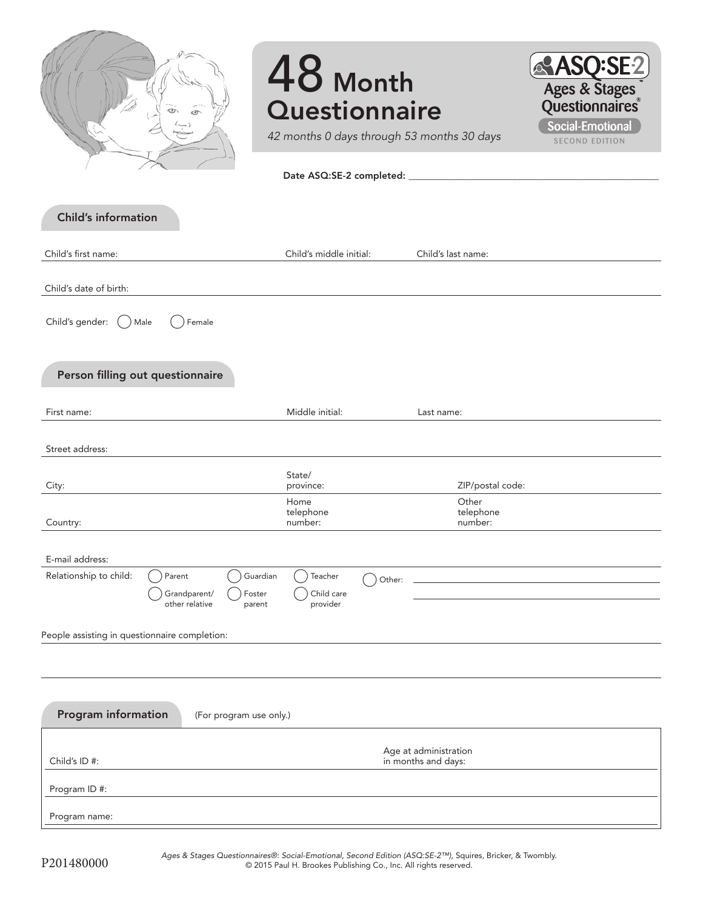# 48 Month Questionnaire

*42 months 0 days through 53 months 30 days*

ASQ:SE-2™ Ages & Stages Questionnaires® Social-Emotional SECOND EDITION

**Date ASQ:SE-2 completed:** ______________________

## Child's information

Child's first name: ______ Child's middle initial: ______ Child's last name: ______

Child's date of birth: ______

Child's gender: ◯ Male ◯ Female

## Person filling out questionnaire

First name: ______ Middle initial: ______ Last name: ______

Street address: ______

City: ______ State/province: ______ ZIP/postal code: ______

Country: ______ Home telephone number: ______ Other telephone number: ______

E-mail address: ______

Relationship to child: ◯ Parent ◯ Guardian ◯ Teacher ◯ Other: ______
◯ Grandparent/other relative ◯ Foster parent ◯ Child care provider

People assisting in questionnaire completion: ______

## Program information

(For program use only.)

Child's ID #: ______ Age at administration in months and days: ______

Program ID #: ______

Program name: ______

P201480000

*Ages & Stages Questionnaires®: Social-Emotional, Second Edition (ASQ:SE-2™),* Squires, Bricker, & Twombly.
© 2015 Paul H. Brookes Publishing Co., Inc. All rights reserved.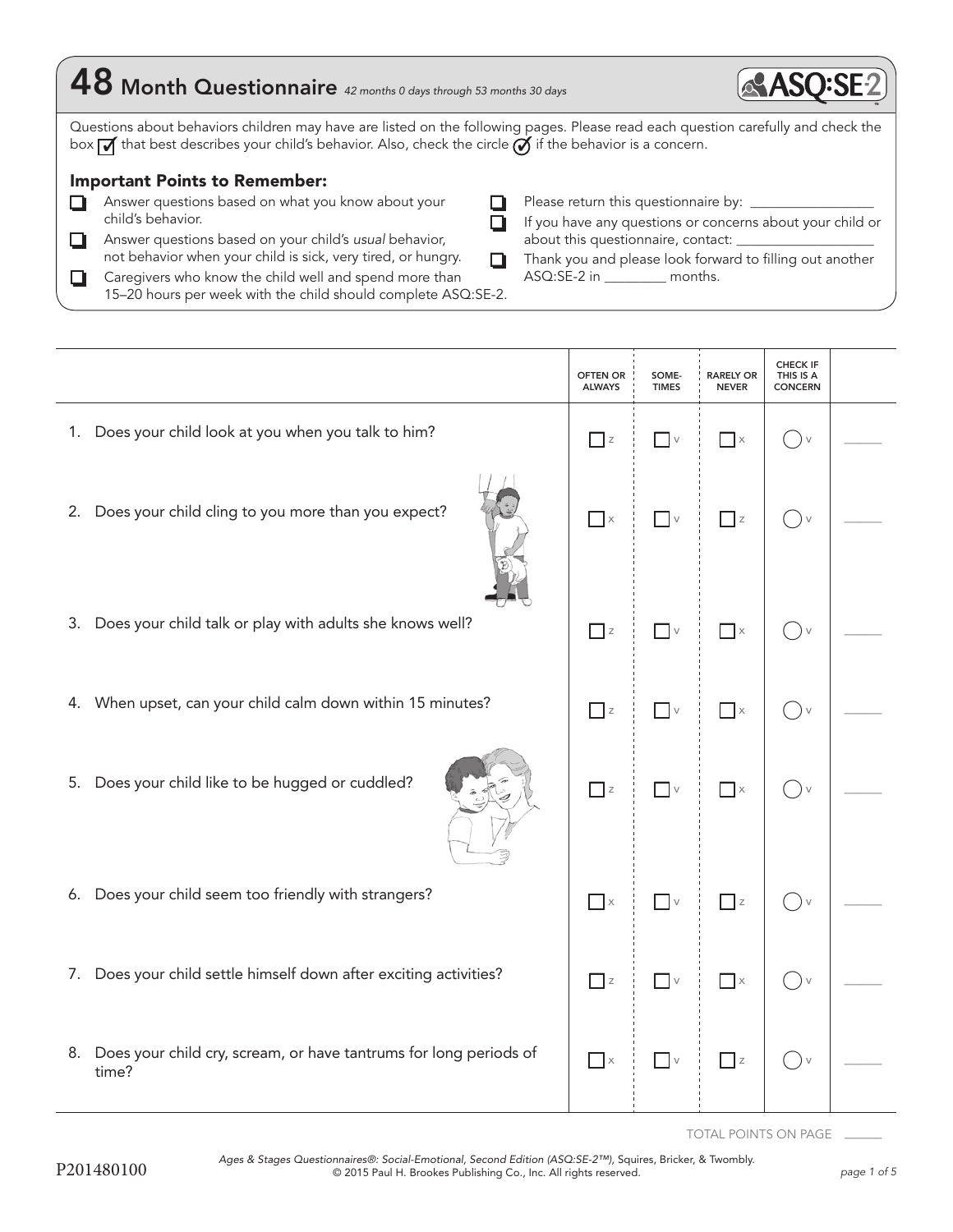# 48 Month Questionnaire *42 months 0 days through 53 months 30 days*

ASQ:SE-2

Questions about behaviors children may have are listed on the following pages. Please read each question carefully and check the box ☑ that best describes your child's behavior. Also, check the circle if the behavior is a concern.

### Important Points to Remember:

- ☐ Answer questions based on what you know about your child's behavior.
- ☐ Answer questions based on your child's *usual* behavior, not behavior when your child is sick, very tired, or hungry.
- ☐ Caregivers who know the child well and spend more than 15–20 hours per week with the child should complete ASQ:SE-2.
- ☐ Please return this questionnaire by: ________________
- ☐ If you have any questions or concerns about your child or about this questionnaire, contact: ________________
- ☐ Thank you and please look forward to filling out another ASQ:SE-2 in ________ months.

| | OFTEN OR ALWAYS | SOME-TIMES | RARELY OR NEVER | CHECK IF THIS IS A CONCERN | |
|---|---|---|---|---|---|
| 1. Does your child look at you when you talk to him? | ☐ z | ☐ v | ☐ x | ◯ v | ____ |
| 2. Does your child cling to you more than you expect? | ☐ x | ☐ v | ☐ z | ◯ v | ____ |
| 3. Does your child talk or play with adults she knows well? | ☐ z | ☐ v | ☐ x | ◯ v | ____ |
| 4. When upset, can your child calm down within 15 minutes? | ☐ z | ☐ v | ☐ x | ◯ v | ____ |
| 5. Does your child like to be hugged or cuddled? | ☐ z | ☐ v | ☐ x | ◯ v | ____ |
| 6. Does your child seem too friendly with strangers? | ☐ x | ☐ v | ☐ z | ◯ v | ____ |
| 7. Does your child settle himself down after exciting activities? | ☐ z | ☐ v | ☐ x | ◯ v | ____ |
| 8. Does your child cry, scream, or have tantrums for long periods of time? | ☐ x | ☐ v | ☐ z | ◯ v | ____ |

TOTAL POINTS ON PAGE ____

P201480100

*Ages & Stages Questionnaires®: Social-Emotional, Second Edition (ASQ:SE-2™),* Squires, Bricker, & Twombly.
© 2015 Paul H. Brookes Publishing Co., Inc. All rights reserved.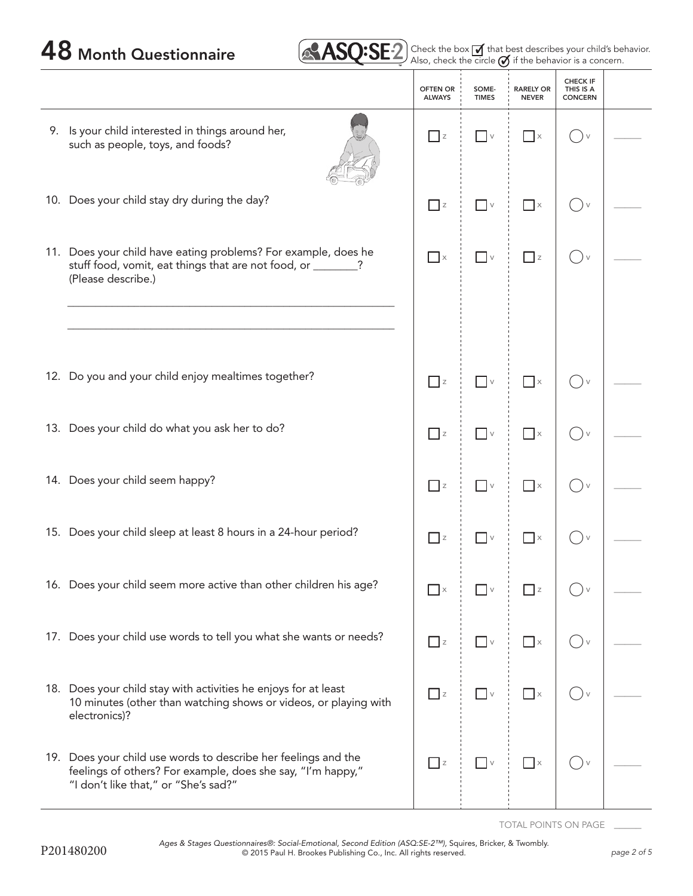# 48 Month Questionnaire

ASQ:SE-2

Check the box ☑ that best describes your child's behavior. Also, check the circle ✓ if the behavior is a concern.

| | OFTEN OR ALWAYS | SOME-TIMES | RARELY OR NEVER | CHECK IF THIS IS A CONCERN | |
|---|---|---|---|---|---|
| 9. Is your child interested in things around her, such as people, toys, and foods? | ☐ z | ☐ v | ☐ x | ◯ v | ____ |
| 10. Does your child stay dry during the day? | ☐ z | ☐ v | ☐ x | ◯ v | ____ |
| 11. Does your child have eating problems? For example, does he stuff food, vomit, eat things that are not food, or ________? (Please describe.) ____________________ ____________________ | ☐ x | ☐ v | ☐ z | ◯ v | ____ |
| 12. Do you and your child enjoy mealtimes together? | ☐ z | ☐ v | ☐ x | ◯ v | ____ |
| 13. Does your child do what you ask her to do? | ☐ z | ☐ v | ☐ x | ◯ v | ____ |
| 14. Does your child seem happy? | ☐ z | ☐ v | ☐ x | ◯ v | ____ |
| 15. Does your child sleep at least 8 hours in a 24-hour period? | ☐ z | ☐ v | ☐ x | ◯ v | ____ |
| 16. Does your child seem more active than other children his age? | ☐ x | ☐ v | ☐ z | ◯ v | ____ |
| 17. Does your child use words to tell you what she wants or needs? | ☐ z | ☐ v | ☐ x | ◯ v | ____ |
| 18. Does your child stay with activities he enjoys for at least 10 minutes (other than watching shows or videos, or playing with electronics)? | ☐ z | ☐ v | ☐ x | ◯ v | ____ |
| 19. Does your child use words to describe her feelings and the feelings of others? For example, does she say, "I'm happy," "I don't like that," or "She's sad?" | ☐ z | ☐ v | ☐ x | ◯ v | ____ |

TOTAL POINTS ON PAGE ______

P201480200

*Ages & Stages Questionnaires®: Social-Emotional, Second Edition (ASQ:SE-2™),* Squires, Bricker, & Twombly. © 2015 Paul H. Brookes Publishing Co., Inc. All rights reserved.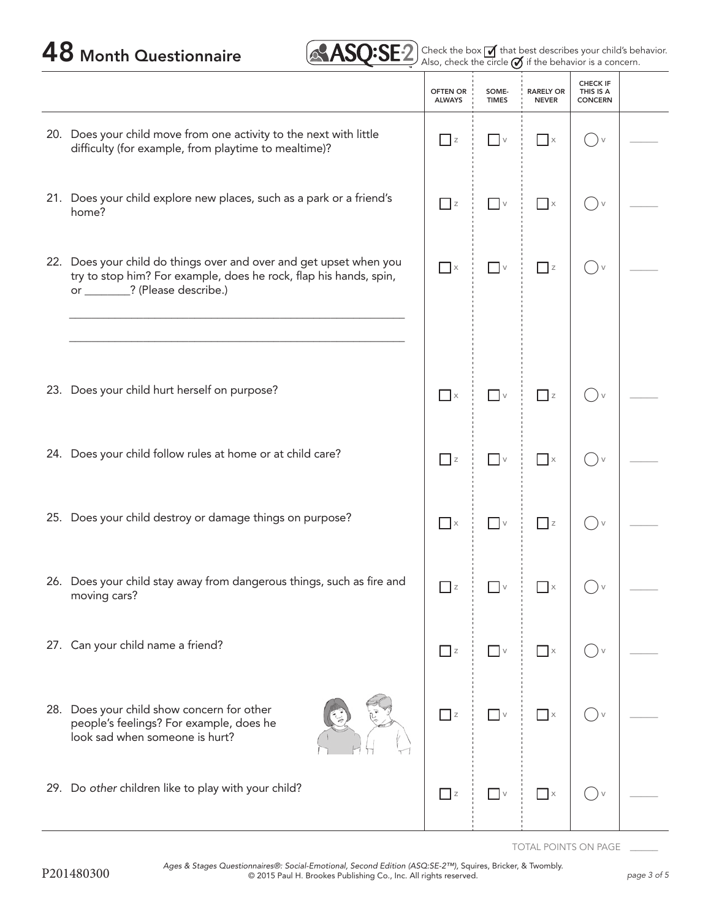# 48 Month Questionnaire

ASQ:SE-2

Check the box ☑ that best describes your child's behavior. Also, check the circle ⊘ if the behavior is a concern.

| | OFTEN OR ALWAYS | SOME-TIMES | RARELY OR NEVER | CHECK IF THIS IS A CONCERN | |
|---|---|---|---|---|---|
| 20. Does your child move from one activity to the next with little difficulty (for example, from playtime to mealtime)? | ☐ z | ☐ v | ☐ x | ◯ v | ______ |
| 21. Does your child explore new places, such as a park or a friend's home? | ☐ z | ☐ v | ☐ x | ◯ v | ______ |
| 22. Does your child do things over and over and get upset when you try to stop him? For example, does he rock, flap his hands, spin, or ________? (Please describe.) ________________________________________________ ________________________________________________ | ☐ x | ☐ v | ☐ z | ◯ v | ______ |
| 23. Does your child hurt herself on purpose? | ☐ x | ☐ v | ☐ z | ◯ v | ______ |
| 24. Does your child follow rules at home or at child care? | ☐ z | ☐ v | ☐ x | ◯ v | ______ |
| 25. Does your child destroy or damage things on purpose? | ☐ x | ☐ v | ☐ z | ◯ v | ______ |
| 26. Does your child stay away from dangerous things, such as fire and moving cars? | ☐ z | ☐ v | ☐ x | ◯ v | ______ |
| 27. Can your child name a friend? | ☐ z | ☐ v | ☐ x | ◯ v | ______ |
| 28. Does your child show concern for other people's feelings? For example, does he look sad when someone is hurt? | ☐ z | ☐ v | ☐ x | ◯ v | ______ |
| 29. Do *other* children like to play with your child? | ☐ z | ☐ v | ☐ x | ◯ v | ______ |

TOTAL POINTS ON PAGE ______

P201480300

*Ages & Stages Questionnaires®: Social-Emotional, Second Edition (ASQ:SE-2™),* Squires, Bricker, & Twombly. © 2015 Paul H. Brookes Publishing Co., Inc. All rights reserved.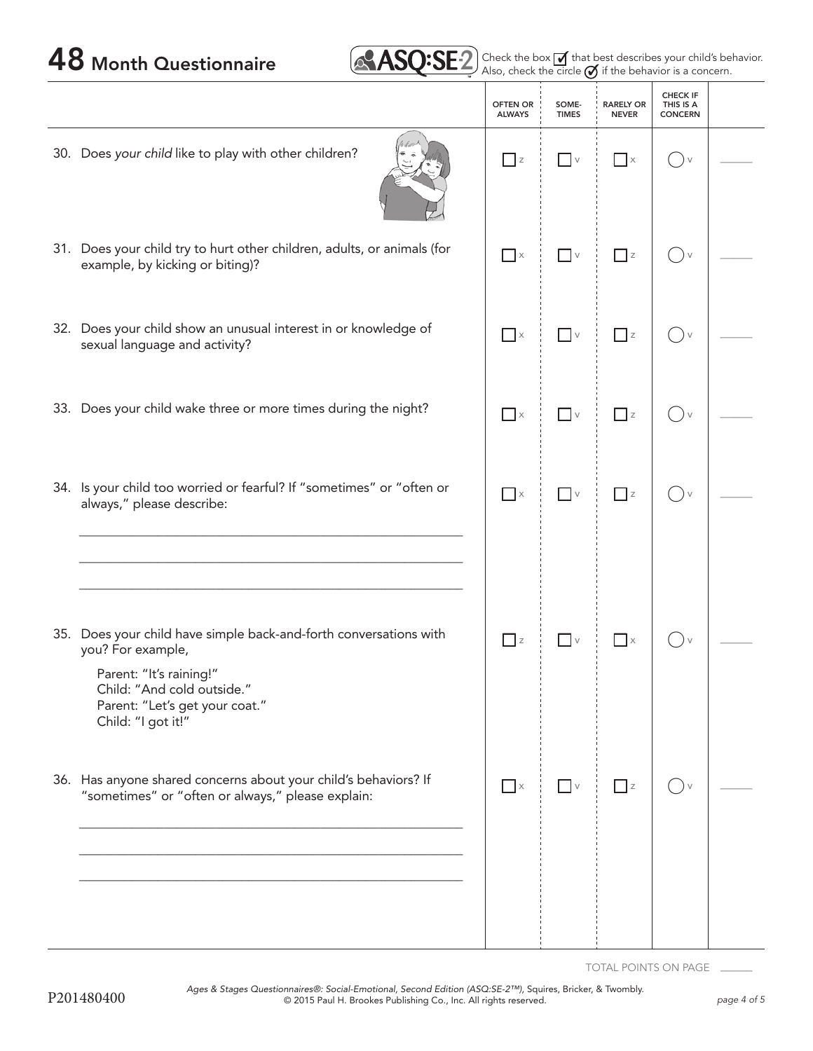# 48 Month Questionnaire

ASQ:SE-2

Check the box ☑ that best describes your child's behavior. Also, check the circle ⊘ if the behavior is a concern.

| | OFTEN OR ALWAYS | SOME-TIMES | RARELY OR NEVER | CHECK IF THIS IS A CONCERN | |
|---|---|---|---|---|---|
| 30. Does *your child* like to play with other children? | ☐ z | ☐ v | ☐ x | ○ v | _____ |
| 31. Does your child try to hurt other children, adults, or animals (for example, by kicking or biting)? | ☐ x | ☐ v | ☐ z | ○ v | _____ |
| 32. Does your child show an unusual interest in or knowledge of sexual language and activity? | ☐ x | ☐ v | ☐ z | ○ v | _____ |
| 33. Does your child wake three or more times during the night? | ☐ x | ☐ v | ☐ z | ○ v | _____ |
| 34. Is your child too worried or fearful? If "sometimes" or "often or always," please describe: ___________ ___________ ___________ | ☐ x | ☐ v | ☐ z | ○ v | _____ |
| 35. Does your child have simple back-and-forth conversations with you? For example, Parent: "It's raining!" Child: "And cold outside." Parent: "Let's get your coat." Child: "I got it!" | ☐ z | ☐ v | ☐ x | ○ v | _____ |
| 36. Has anyone shared concerns about your child's behaviors? If "sometimes" or "often or always," please explain: ___________ ___________ ___________ | ☐ x | ☐ v | ☐ z | ○ v | _____ |

TOTAL POINTS ON PAGE _____

P201480400

*Ages & Stages Questionnaires®: Social-Emotional, Second Edition (ASQ:SE-2™),* Squires, Bricker, & Twombly.
© 2015 Paul H. Brookes Publishing Co., Inc. All rights reserved.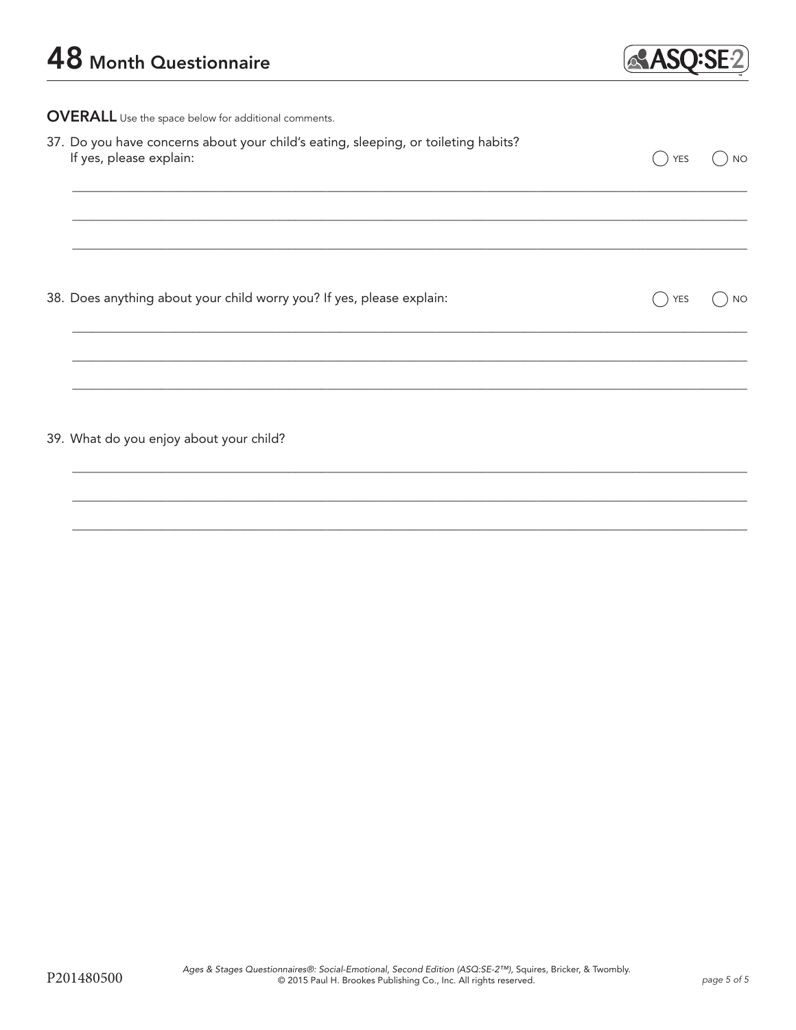# 48 Month Questionnaire

**OVERALL** Use the space below for additional comments.

37. Do you have concerns about your child's eating, sleeping, or toileting habits? If yes, please explain: ◯ YES ◯ NO

_______________________________________________

_______________________________________________

_______________________________________________

38. Does anything about your child worry you? If yes, please explain: ◯ YES ◯ NO

_______________________________________________

_______________________________________________

_______________________________________________

39. What do you enjoy about your child?

_______________________________________________

_______________________________________________

_______________________________________________

P201480500

*Ages & Stages Questionnaires®: Social-Emotional, Second Edition (ASQ:SE-2™),* Squires, Bricker, & Twombly. © 2015 Paul H. Brookes Publishing Co., Inc. All rights reserved.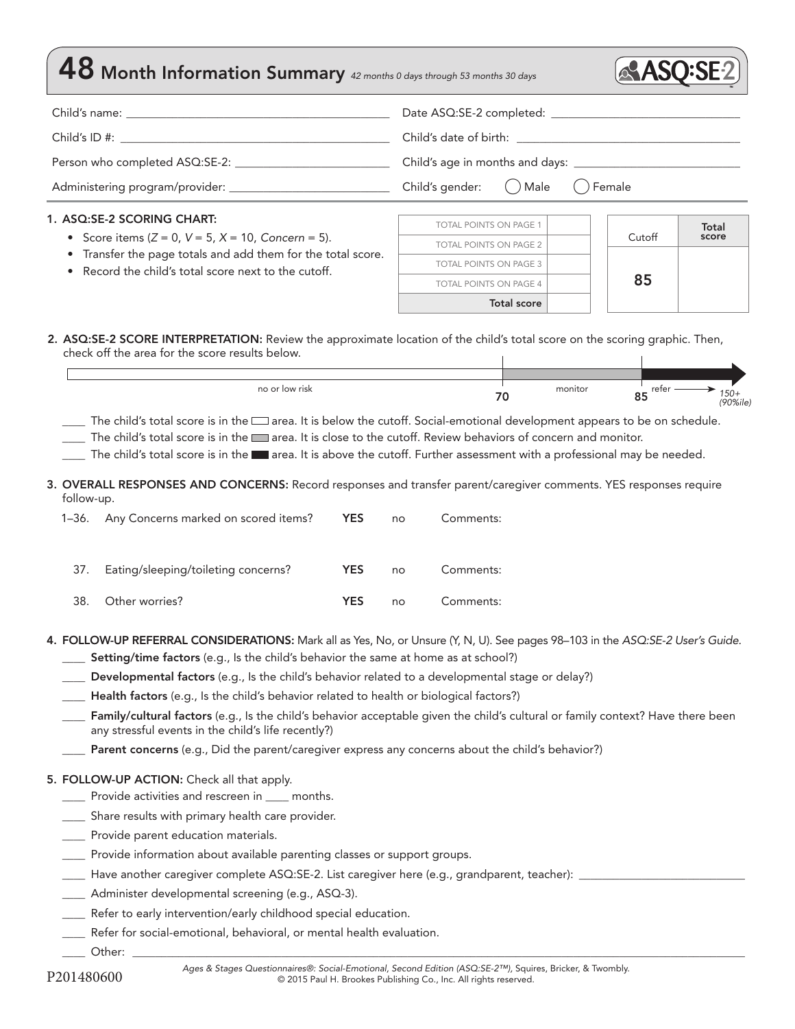# 48 Month Information Summary *42 months 0 days through 53 months 30 days*

ASQ:SE-2

Child's name: ______________________________ Date ASQ:SE-2 completed: ______________________________

Child's ID #: ______________________________ Child's date of birth: ______________________________

Person who completed ASQ:SE-2: ______________________________ Child's age in months and days: ______________________________

Administering program/provider: ______________________________ Child's gender: ◯ Male ◯ Female

## 1. ASQ:SE-2 SCORING CHART:

- Score items (*Z* = 0, *V* = 5, *X* = 10, *Concern* = 5).
- Transfer the page totals and add them for the total score.
- Record the child's total score next to the cutoff.

| | |
|---|---|
| TOTAL POINTS ON PAGE 1 | |
| TOTAL POINTS ON PAGE 2 | |
| TOTAL POINTS ON PAGE 3 | |
| TOTAL POINTS ON PAGE 4 | |
| **Total score** | |

| Cutoff | Total score |
|---|---|
| 85 | |

## 2. ASQ:SE-2 SCORE INTERPRETATION:

Review the approximate location of the child's total score on the scoring graphic. Then, check off the area for the score results below.

no or low risk
70
monitor
85
refer
150+ (90%ile)

____ The child's total score is in the ▭ area. It is below the cutoff. Social-emotional development appears to be on schedule.

____ The child's total score is in the ▭ area. It is close to the cutoff. Review behaviors of concern and monitor.

____ The child's total score is in the ■ area. It is above the cutoff. Further assessment with a professional may be needed.

## 3. OVERALL RESPONSES AND CONCERNS:

Record responses and transfer parent/caregiver comments. YES responses require follow-up.

| | | | | |
|---|---|---|---|---|
| 1–36. | Any Concerns marked on scored items? | **YES** | no | Comments: |
| 37. | Eating/sleeping/toileting concerns? | **YES** | no | Comments: |
| 38. | Other worries? | **YES** | no | Comments: |

## 4. FOLLOW-UP REFERRAL CONSIDERATIONS:

Mark all as Yes, No, or Unsure (Y, N, U). See pages 98–103 in the *ASQ:SE-2 User's Guide.*

____ **Setting/time factors** (e.g., Is the child's behavior the same at home as at school?)

____ **Developmental factors** (e.g., Is the child's behavior related to a developmental stage or delay?)

____ **Health factors** (e.g., Is the child's behavior related to health or biological factors?)

____ **Family/cultural factors** (e.g., Is the child's behavior acceptable given the child's cultural or family context? Have there been any stressful events in the child's life recently?)

____ **Parent concerns** (e.g., Did the parent/caregiver express any concerns about the child's behavior?)

## 5. FOLLOW-UP ACTION:

Check all that apply.

____ Provide activities and rescreen in ____ months.

____ Share results with primary health care provider.

____ Provide parent education materials.

____ Provide information about available parenting classes or support groups.

____ Have another caregiver complete ASQ:SE-2. List caregiver here (e.g., grandparent, teacher): ______________________________

____ Administer developmental screening (e.g., ASQ-3).

____ Refer to early intervention/early childhood special education.

____ Refer for social-emotional, behavioral, or mental health evaluation.

____ Other: ______________________________

P201480600

*Ages & Stages Questionnaires®: Social-Emotional, Second Edition (ASQ:SE-2™),* Squires, Bricker, & Twombly.
© 2015 Paul H. Brookes Publishing Co., Inc. All rights reserved.